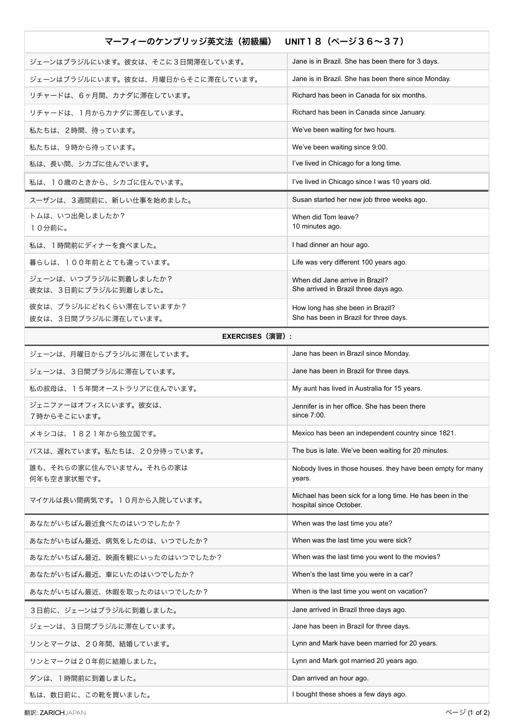| マーフィーのケンブリッジ英文法（初級編）　UNIT１８（ページ３６〜３７） | |
|---|---|
| ジェーンはブラジルにいます。彼女は、そこに３日間滞在しています。 | Jane is in Brazil. She has been there for 3 days. |
| ジェーンはブラジルにいます。彼女は、月曜日からそこに滞在しています。 | Jane is in Brazil. She has been there since Monday. |
| リチャードは、６ヶ月間、カナダに滞在しています。 | Richard has been in Canada for six months. |
| リチャードは、１月からカナダに滞在しています。 | Richard has been in Canada since January. |
| 私たちは、２時間、待っています。 | We've been waiting for two hours. |
| 私たちは、９時から待っています。 | We've been waiting since 9:00. |
| 私は、長い間、シカゴに住んでいます。 | I've lived in Chicago for a long time. |
| 私は、１０歳のときから、シカゴに住んでいます。 | I've lived in Chicago since I was 10 years old. |
| スーザンは、３週間前に、新しい仕事を始めました。 | Susan started her new job three weeks ago. |
| トムは、いつ出発しましたか？<br>１０分前に。 | When did Tom leave?<br>10 minutes ago. |
| 私は、１時間前にディナーを食べました。 | I had dinner an hour ago. |
| 暮らしは、１００年前ととても違っています。 | Life was very different 100 years ago. |
| ジェーンは、いつブラジルに到着しましたか？<br>彼女は、３日前にブラジルに到着しました。 | When did Jane arrive in Brazil?<br>She arrived in Brazil three days ago. |
| 彼女は、ブラジルにどれくらい滞在していますか？<br>彼女は、３日間ブラジルに滞在しています。 | How long has she been in Brazil?<br>She has been in Brazil for three days. |
| **EXERCISES（演習）:** | |
| ジェーンは、月曜日からブラジルに滞在しています。 | Jane has been in Brazil since Monday. |
| ジェーンは、３日間ブラジルに滞在しています。 | Jane has been in Brazil for three days. |
| 私の叔母は、１５年間オーストラリアに住んでいます。 | My aunt has lived in Australia for 15 years. |
| ジェニファーはオフィスにいます。彼女は、<br>７時からそこにいます。 | Jennifer is in her office. She has been there<br>since 7:00. |
| メキシコは、１８２１年から独立国です。 | Mexico has been an independent country since 1821. |
| バスは、遅れています。私たちは、２０分待っています。 | The bus is late. We've been waiting for 20 minutes. |
| 誰も、それらの家に住んでいません。それらの家は<br>何年も空き家状態です。 | Nobody lives in those houses. they have been empty for many years. |
| マイケルは長い間病気です。１０月から入院しています。 | Michael has been sick for a long time. He has been in the hospital since October. |
| あなたがいちばん最近食べたのはいつでしたか？ | When was the last time you ate? |
| あなたがいちばん最近、病気をしたのは、いつでしたか？ | When was the last time you were sick? |
| あなたがいちばん最近、映画を観にいったのはいつでしたか？ | When was the last time you went to the movies? |
| あなたがいちばん最近、車にいたのはいつでしたか？ | When's the last time you were in a car? |
| あなたがいちばん最近、休暇を取ったのはいつでしたか？ | When is the last time you went on vacation? |
| ３日前に、ジェーンはブラジルに到着しました。 | Jane arrived in Brazil three days ago. |
| ジェーンは、３日間ブラジルに滞在しています。 | Jane has been in Brazil for three days. |
| リンとマークは、２０年間、結婚しています。 | Lynn and Mark have been married for 20 years. |
| リンとマークは２０年前に結婚しました。 | Lynn and Mark got married 20 years ago. |
| ダンは、１時間前に到着しました。 | Dan arrived an hour ago. |
| 私は、数日前に、この靴を買いました。 | I bought these shoes a few days ago. |

翻訳: ZARICHJAPAN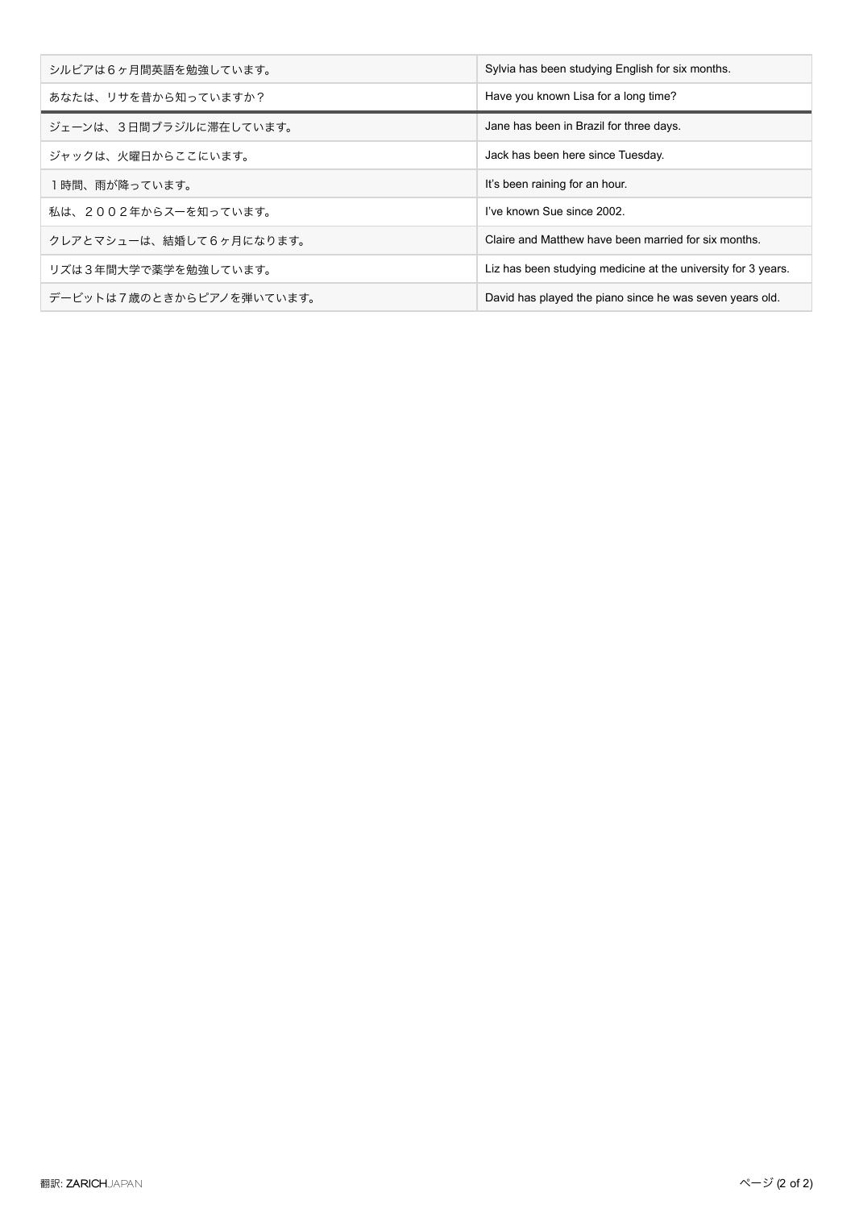| | |
|---|---|
| シルビアは６ヶ月間英語を勉強しています。 | Sylvia has been studying English for six months. |
| あなたは、リサを昔から知っていますか？ | Have you known Lisa for a long time? |
| ジェーンは、３日間ブラジルに滞在しています。 | Jane has been in Brazil for three days. |
| ジャックは、火曜日からここにいます。 | Jack has been here since Tuesday. |
| １時間、雨が降っています。 | It's been raining for an hour. |
| 私は、２００２年からスーを知っています。 | I've known Sue since 2002. |
| クレアとマシューは、結婚して６ヶ月になります。 | Claire and Matthew have been married for six months. |
| リズは３年間大学で薬学を勉強しています。 | Liz has been studying medicine at the university for 3 years. |
| デービットは７歳のときからピアノを弾いています。 | David has played the piano since he was seven years old. |

翻訳: ZARICHJAPAN